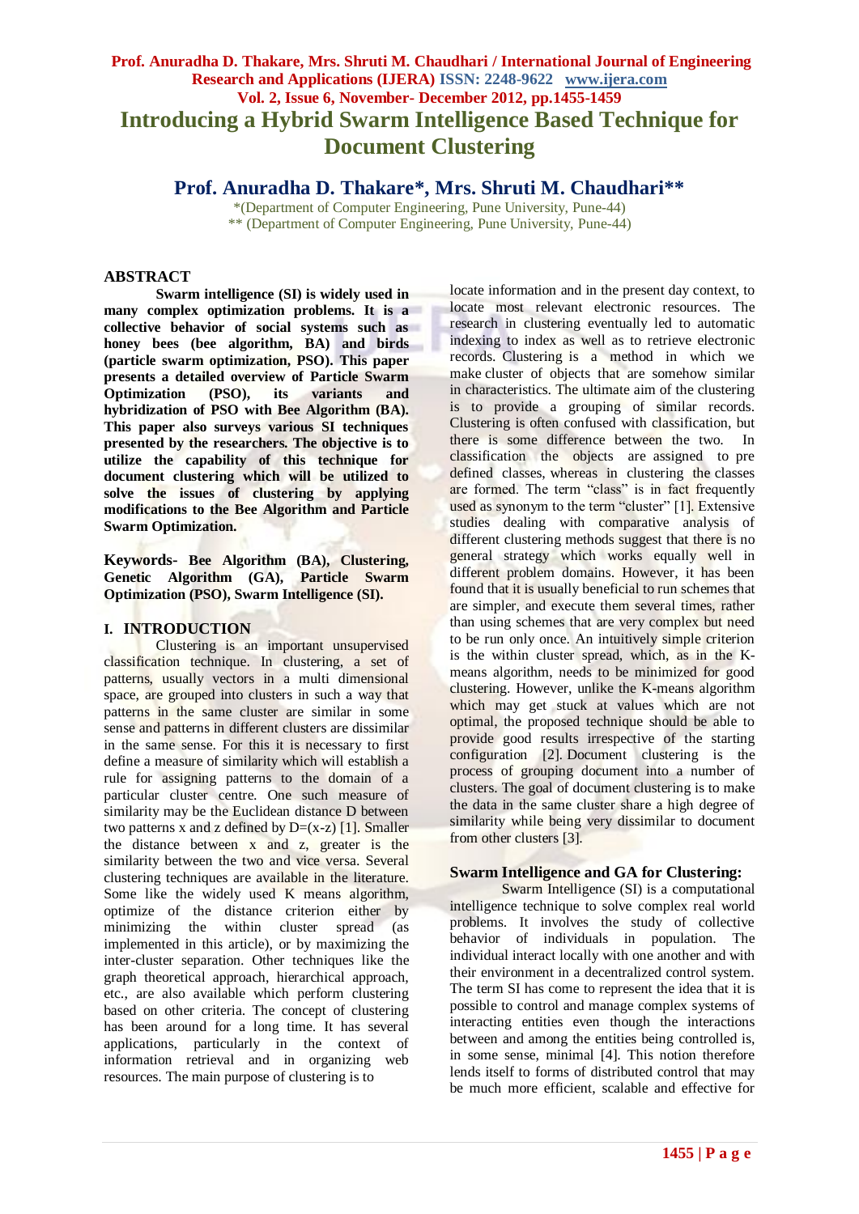# Introducing a Hybrid Swarm Intelligence Based Technique for Document Clustering

## Prof. Anuradha D. Thakare*, Mrs. Shruti M. Chaudhari**

*(Department of Computer Engineering, Pune University, Pune-44)
** (Department of Computer Engineering, Pune University, Pune-44)

## ABSTRACT

**Swarm intelligence (SI) is widely used in many complex optimization problems. It is a collective behavior of social systems such as honey bees (bee algorithm, BA) and birds (particle swarm optimization, PSO). This paper presents a detailed overview of Particle Swarm Optimization (PSO), its variants and hybridization of PSO with Bee Algorithm (BA). This paper also surveys various SI techniques presented by the researchers. The objective is to utilize the capability of this technique for document clustering which will be utilized to solve the issues of clustering by applying modifications to the Bee Algorithm and Particle Swarm Optimization.**

**Keywords- Bee Algorithm (BA), Clustering, Genetic Algorithm (GA), Particle Swarm Optimization (PSO), Swarm Intelligence (SI).**

## I. INTRODUCTION

Clustering is an important unsupervised classification technique. In clustering, a set of patterns, usually vectors in a multi dimensional space, are grouped into clusters in such a way that patterns in the same cluster are similar in some sense and patterns in different clusters are dissimilar in the same sense. For this it is necessary to first define a measure of similarity which will establish a rule for assigning patterns to the domain of a particular cluster centre. One such measure of similarity may be the Euclidean distance D between two patterns x and z defined by $D=(x-z)$ [1]. Smaller the distance between x and z, greater is the similarity between the two and vice versa. Several clustering techniques are available in the literature. Some like the widely used K means algorithm, optimize of the distance criterion either by minimizing the within cluster spread (as implemented in this article), or by maximizing the inter-cluster separation. Other techniques like the graph theoretical approach, hierarchical approach, etc., are also available which perform clustering based on other criteria. The concept of clustering has been around for a long time. It has several applications, particularly in the context of information retrieval and in organizing web resources. The main purpose of clustering is to locate information and in the present day context, to locate most relevant electronic resources. The research in clustering eventually led to automatic indexing to index as well as to retrieve electronic records. Clustering is a method in which we make cluster of objects that are somehow similar in characteristics. The ultimate aim of the clustering is to provide a grouping of similar records. Clustering is often confused with classification, but there is some difference between the two. In classification the objects are assigned to pre defined classes, whereas in clustering the classes are formed. The term "class" is in fact frequently used as synonym to the term "cluster" [1]. Extensive studies dealing with comparative analysis of different clustering methods suggest that there is no general strategy which works equally well in different problem domains. However, it has been found that it is usually beneficial to run schemes that are simpler, and execute them several times, rather than using schemes that are very complex but need to be run only once. An intuitively simple criterion is the within cluster spread, which, as in the K-means algorithm, needs to be minimized for good clustering. However, unlike the K-means algorithm which may get stuck at values which are not optimal, the proposed technique should be able to provide good results irrespective of the starting configuration [2]. Document clustering is the process of grouping document into a number of clusters. The goal of document clustering is to make the data in the same cluster share a high degree of similarity while being very dissimilar to document from other clusters [3].

### Swarm Intelligence and GA for Clustering:

Swarm Intelligence (SI) is a computational intelligence technique to solve complex real world problems. It involves the study of collective behavior of individuals in population. The individual interact locally with one another and with their environment in a decentralized control system. The term SI has come to represent the idea that it is possible to control and manage complex systems of interacting entities even though the interactions between and among the entities being controlled is, in some sense, minimal [4]. This notion therefore lends itself to forms of distributed control that may be much more efficient, scalable and effective for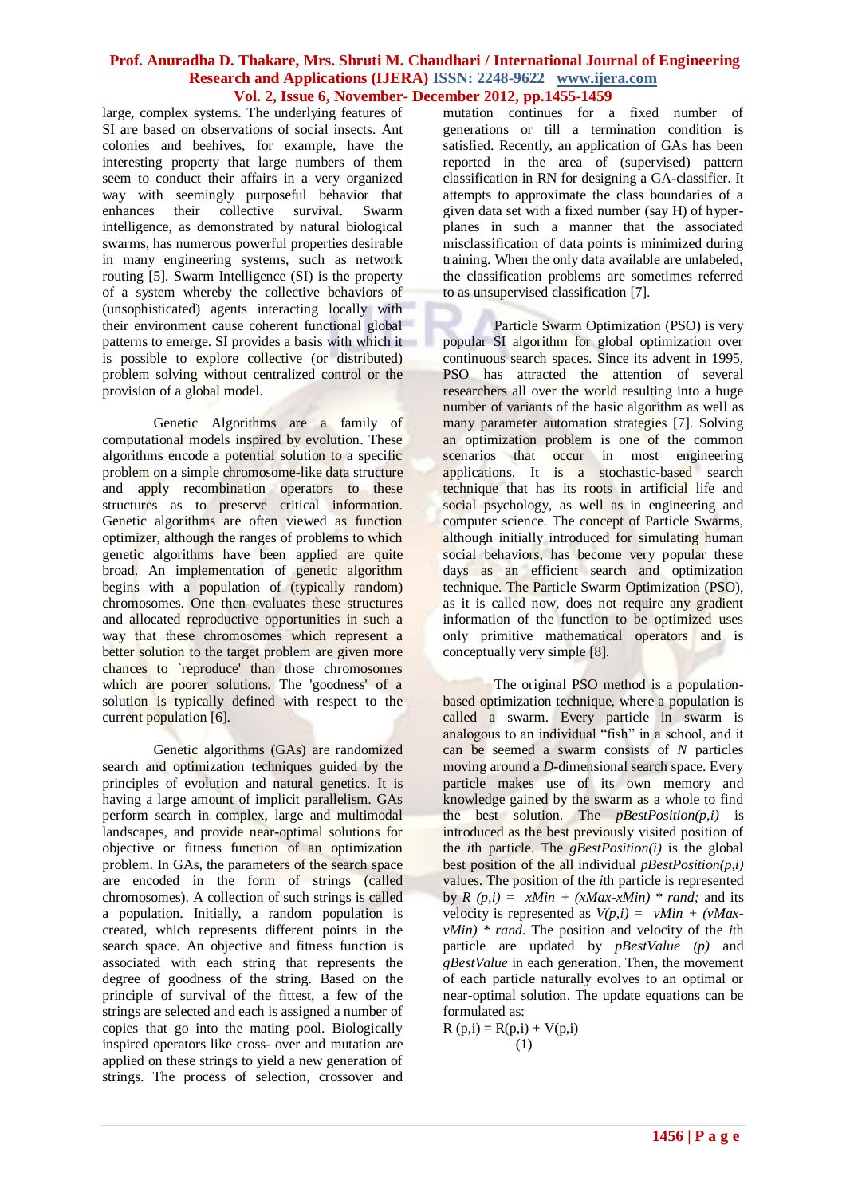large, complex systems. The underlying features of SI are based on observations of social insects. Ant colonies and beehives, for example, have the interesting property that large numbers of them seem to conduct their affairs in a very organized way with seemingly purposeful behavior that enhances their collective survival. Swarm intelligence, as demonstrated by natural biological swarms, has numerous powerful properties desirable in many engineering systems, such as network routing [5]. Swarm Intelligence (SI) is the property of a system whereby the collective behaviors of (unsophisticated) agents interacting locally with their environment cause coherent functional global patterns to emerge. SI provides a basis with which it is possible to explore collective (or distributed) problem solving without centralized control or the provision of a global model.

Genetic Algorithms are a family of computational models inspired by evolution. These algorithms encode a potential solution to a specific problem on a simple chromosome-like data structure and apply recombination operators to these structures as to preserve critical information. Genetic algorithms are often viewed as function optimizer, although the ranges of problems to which genetic algorithms have been applied are quite broad. An implementation of genetic algorithm begins with a population of (typically random) chromosomes. One then evaluates these structures and allocated reproductive opportunities in such a way that these chromosomes which represent a better solution to the target problem are given more chances to `reproduce' than those chromosomes which are poorer solutions. The 'goodness' of a solution is typically defined with respect to the current population [6].

Genetic algorithms (GAs) are randomized search and optimization techniques guided by the principles of evolution and natural genetics. It is having a large amount of implicit parallelism. GAs perform search in complex, large and multimodal landscapes, and provide near-optimal solutions for objective or fitness function of an optimization problem. In GAs, the parameters of the search space are encoded in the form of strings (called chromosomes). A collection of such strings is called a population. Initially, a random population is created, which represents different points in the search space. An objective and fitness function is associated with each string that represents the degree of goodness of the string. Based on the principle of survival of the fittest, a few of the strings are selected and each is assigned a number of copies that go into the mating pool. Biologically inspired operators like cross- over and mutation are applied on these strings to yield a new generation of strings. The process of selection, crossover and mutation continues for a fixed number of generations or till a termination condition is satisfied. Recently, an application of GAs has been reported in the area of (supervised) pattern classification in RN for designing a GA-classifier. It attempts to approximate the class boundaries of a given data set with a fixed number (say H) of hyper-planes in such a manner that the associated misclassification of data points is minimized during training. When the only data available are unlabeled, the classification problems are sometimes referred to as unsupervised classification [7].

Particle Swarm Optimization (PSO) is very popular SI algorithm for global optimization over continuous search spaces. Since its advent in 1995, PSO has attracted the attention of several researchers all over the world resulting into a huge number of variants of the basic algorithm as well as many parameter automation strategies [7]. Solving an optimization problem is one of the common scenarios that occur in most engineering applications. It is a stochastic-based search technique that has its roots in artificial life and social psychology, as well as in engineering and computer science. The concept of Particle Swarms, although initially introduced for simulating human social behaviors, has become very popular these days as an efficient search and optimization technique. The Particle Swarm Optimization (PSO), as it is called now, does not require any gradient information of the function to be optimized uses only primitive mathematical operators and is conceptually very simple [8].

The original PSO method is a population-based optimization technique, where a population is called a swarm. Every particle in swarm is analogous to an individual "fish" in a school, and it can be seemed a swarm consists of *N* particles moving around a *D*-dimensional search space. Every particle makes use of its own memory and knowledge gained by the swarm as a whole to find the best solution. The *pBestPosition(p,i)* is introduced as the best previously visited position of the *i*th particle. The *gBestPosition(i)* is the global best position of the all individual *pBestPosition(p,i)* values. The position of the *i*th particle is represented by $R\ (p,i) = xMin + (xMax-xMin) * rand$; and its velocity is represented as $V(p,i) = vMin + (vMax-vMin) * rand$. The position and velocity of the *i*th particle are updated by *pBestValue (p)* and *gBestValue* in each generation. Then, the movement of each particle naturally evolves to an optimal or near-optimal solution. The update equations can be formulated as:

$$R\ (p,i) = R(p,i) + V(p,i) \qquad (1)$$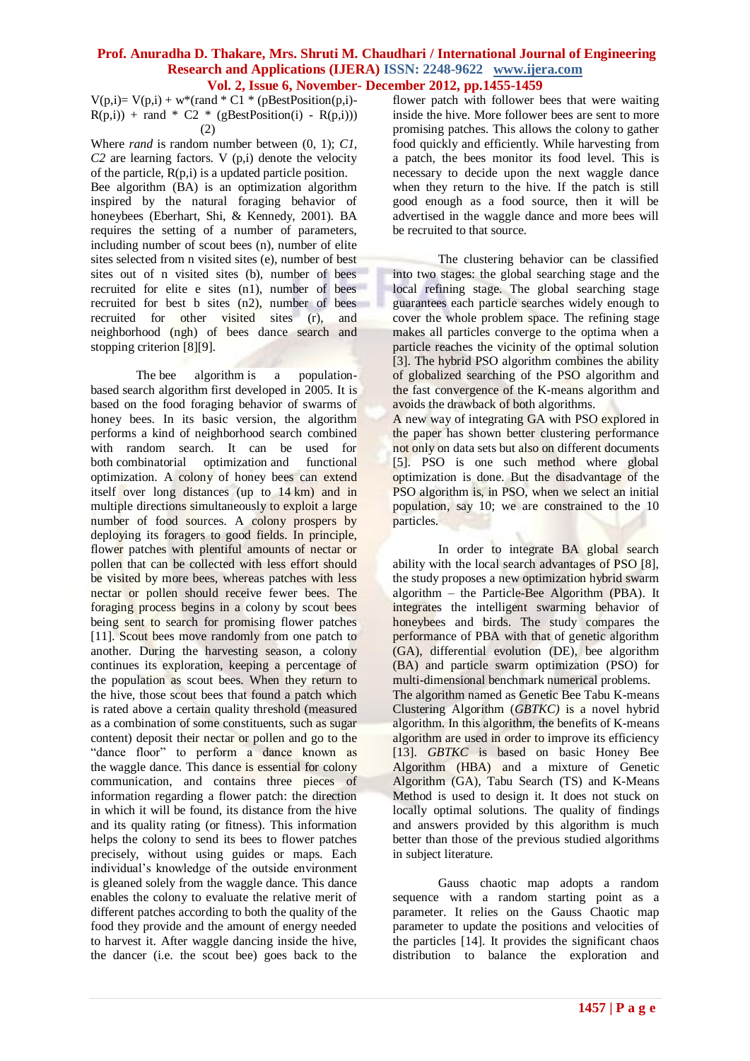$$V(p,i) = V(p,i) + w*(rand * C1 * (pBestPosition(p,i)-R(p,i)) + rand * C2 * (gBestPosition(i) - R(p,i))) \quad (2)$$

Where *rand* is random number between (0, 1); *C1, C2* are learning factors. V (p,i) denote the velocity of the particle, R(p,i) is a updated particle position.

Bee algorithm (BA) is an optimization algorithm inspired by the natural foraging behavior of honeybees (Eberhart, Shi, & Kennedy, 2001). BA requires the setting of a number of parameters, including number of scout bees (n), number of elite sites selected from n visited sites (e), number of best sites out of n visited sites (b), number of bees recruited for elite e sites (n1), number of bees recruited for best b sites (n2), number of bees recruited for other visited sites (r), and neighborhood (ngh) of bees dance search and stopping criterion [8][9].

The bee algorithm is a population-based search algorithm first developed in 2005. It is based on the food foraging behavior of swarms of honey bees. In its basic version, the algorithm performs a kind of neighborhood search combined with random search. It can be used for both combinatorial optimization and functional optimization. A colony of honey bees can extend itself over long distances (up to 14 km) and in multiple directions simultaneously to exploit a large number of food sources. A colony prospers by deploying its foragers to good fields. In principle, flower patches with plentiful amounts of nectar or pollen that can be collected with less effort should be visited by more bees, whereas patches with less nectar or pollen should receive fewer bees. The foraging process begins in a colony by scout bees being sent to search for promising flower patches [11]. Scout bees move randomly from one patch to another. During the harvesting season, a colony continues its exploration, keeping a percentage of the population as scout bees. When they return to the hive, those scout bees that found a patch which is rated above a certain quality threshold (measured as a combination of some constituents, such as sugar content) deposit their nectar or pollen and go to the "dance floor" to perform a dance known as the waggle dance. This dance is essential for colony communication, and contains three pieces of information regarding a flower patch: the direction in which it will be found, its distance from the hive and its quality rating (or fitness). This information helps the colony to send its bees to flower patches precisely, without using guides or maps. Each individual's knowledge of the outside environment is gleaned solely from the waggle dance. This dance enables the colony to evaluate the relative merit of different patches according to both the quality of the food they provide and the amount of energy needed to harvest it. After waggle dancing inside the hive, the dancer (i.e. the scout bee) goes back to the flower patch with follower bees that were waiting inside the hive. More follower bees are sent to more promising patches. This allows the colony to gather food quickly and efficiently. While harvesting from a patch, the bees monitor its food level. This is necessary to decide upon the next waggle dance when they return to the hive. If the patch is still good enough as a food source, then it will be advertised in the waggle dance and more bees will be recruited to that source.

The clustering behavior can be classified into two stages: the global searching stage and the local refining stage. The global searching stage guarantees each particle searches widely enough to cover the whole problem space. The refining stage makes all particles converge to the optima when a particle reaches the vicinity of the optimal solution [3]. The hybrid PSO algorithm combines the ability of globalized searching of the PSO algorithm and the fast convergence of the K-means algorithm and avoids the drawback of both algorithms.

A new way of integrating GA with PSO explored in the paper has shown better clustering performance not only on data sets but also on different documents [5]. PSO is one such method where global optimization is done. But the disadvantage of the PSO algorithm is, in PSO, when we select an initial population, say 10; we are constrained to the 10 particles.

In order to integrate BA global search ability with the local search advantages of PSO [8], the study proposes a new optimization hybrid swarm algorithm – the Particle-Bee Algorithm (PBA). It integrates the intelligent swarming behavior of honeybees and birds. The study compares the performance of PBA with that of genetic algorithm (GA), differential evolution (DE), bee algorithm (BA) and particle swarm optimization (PSO) for multi-dimensional benchmark numerical problems.

The algorithm named as Genetic Bee Tabu K-means Clustering Algorithm (*GBTKC)* is a novel hybrid algorithm. In this algorithm, the benefits of K-means algorithm are used in order to improve its efficiency [13]. *GBTKC* is based on basic Honey Bee Algorithm (HBA) and a mixture of Genetic Algorithm (GA), Tabu Search (TS) and K-Means Method is used to design it. It does not stuck on locally optimal solutions. The quality of findings and answers provided by this algorithm is much better than those of the previous studied algorithms in subject literature.

Gauss chaotic map adopts a random sequence with a random starting point as a parameter. It relies on the Gauss Chaotic map parameter to update the positions and velocities of the particles [14]. It provides the significant chaos distribution to balance the exploration and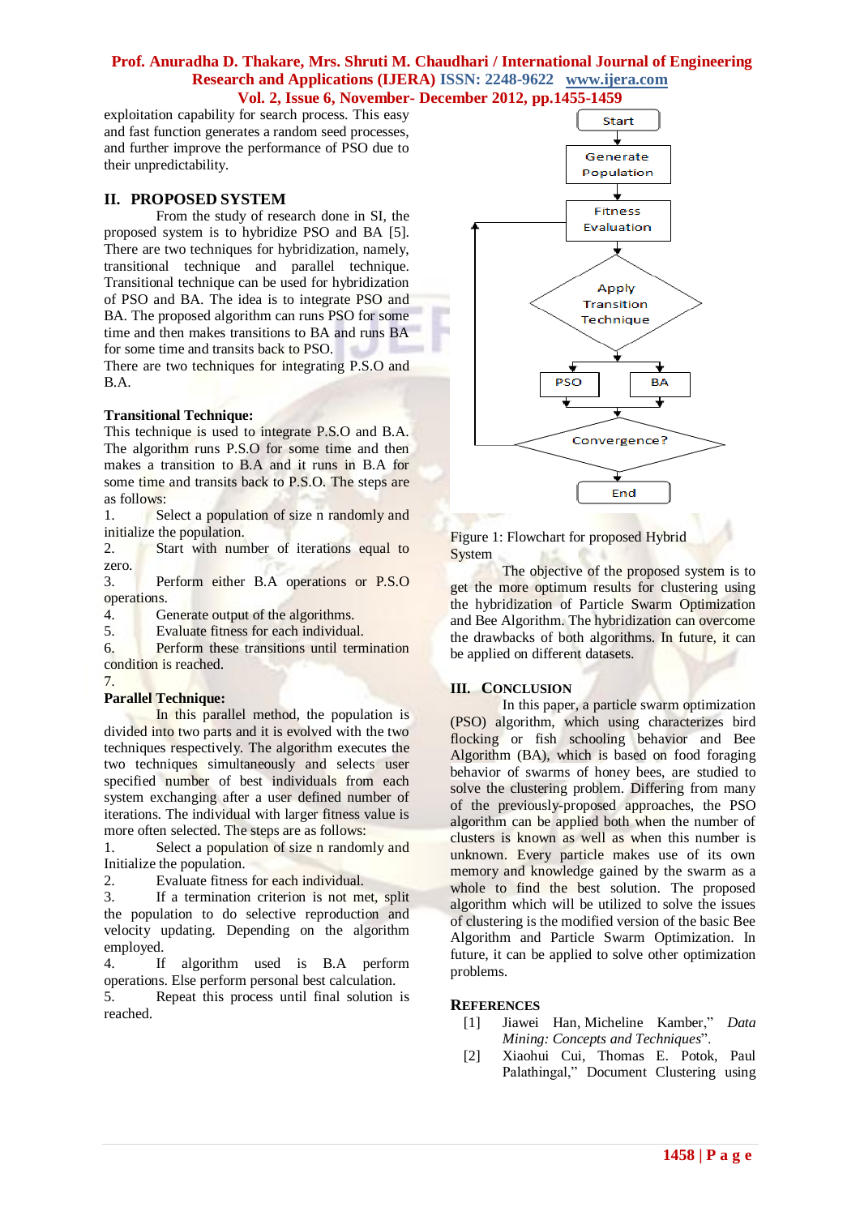exploitation capability for search process. This easy and fast function generates a random seed processes, and further improve the performance of PSO due to their unpredictability.

## II. PROPOSED SYSTEM

From the study of research done in SI, the proposed system is to hybridize PSO and BA [5]. There are two techniques for hybridization, namely, transitional technique and parallel technique. Transitional technique can be used for hybridization of PSO and BA. The idea is to integrate PSO and BA. The proposed algorithm can runs PSO for some time and then makes transitions to BA and runs BA for some time and transits back to PSO.

There are two techniques for integrating P.S.O and B.A.

**Transitional Technique:**

This technique is used to integrate P.S.O and B.A. The algorithm runs P.S.O for some time and then makes a transition to B.A and it runs in B.A for some time and transits back to P.S.O. The steps are as follows:

1. Select a population of size n randomly and initialize the population.
2. Start with number of iterations equal to zero.
3. Perform either B.A operations or P.S.O operations.
4. Generate output of the algorithms.
5. Evaluate fitness for each individual.
6. Perform these transitions until termination condition is reached.
7. 

**Parallel Technique:**

In this parallel method, the population is divided into two parts and it is evolved with the two techniques respectively. The algorithm executes the two techniques simultaneously and selects user specified number of best individuals from each system exchanging after a user defined number of iterations. The individual with larger fitness value is more often selected. The steps are as follows:

1. Select a population of size n randomly and Initialize the population.
2. Evaluate fitness for each individual.
3. If a termination criterion is not met, split the population to do selective reproduction and velocity updating. Depending on the algorithm employed.
4. If algorithm used is B.A perform operations. Else perform personal best calculation.
5. Repeat this process until final solution is reached.

```
Start
  ↓
Generate Population
  ↓
Fitness Evaluation  ←──────────┐
  ↓                            │
Apply Transition Technique     │
  ↓            ↓               │
 PSO          BA               │
  ↓            ↓               │
Convergence? ──────────────────┘
  ↓
End
```

Figure 1: Flowchart for proposed Hybrid System

The objective of the proposed system is to get the more optimum results for clustering using the hybridization of Particle Swarm Optimization and Bee Algorithm. The hybridization can overcome the drawbacks of both algorithms. In future, it can be applied on different datasets.

## III. CONCLUSION

In this paper, a particle swarm optimization (PSO) algorithm, which using characterizes bird flocking or fish schooling behavior and Bee Algorithm (BA), which is based on food foraging behavior of swarms of honey bees, are studied to solve the clustering problem. Differing from many of the previously-proposed approaches, the PSO algorithm can be applied both when the number of clusters is known as well as when this number is unknown. Every particle makes use of its own memory and knowledge gained by the swarm as a whole to find the best solution. The proposed algorithm which will be utilized to solve the issues of clustering is the modified version of the basic Bee Algorithm and Particle Swarm Optimization. In future, it can be applied to solve other optimization problems.

## REFERENCES

[1] Jiawei Han, Micheline Kamber," *Data Mining: Concepts and Techniques*".

[2] Xiaohui Cui, Thomas E. Potok, Paul Palathingal," Document Clustering using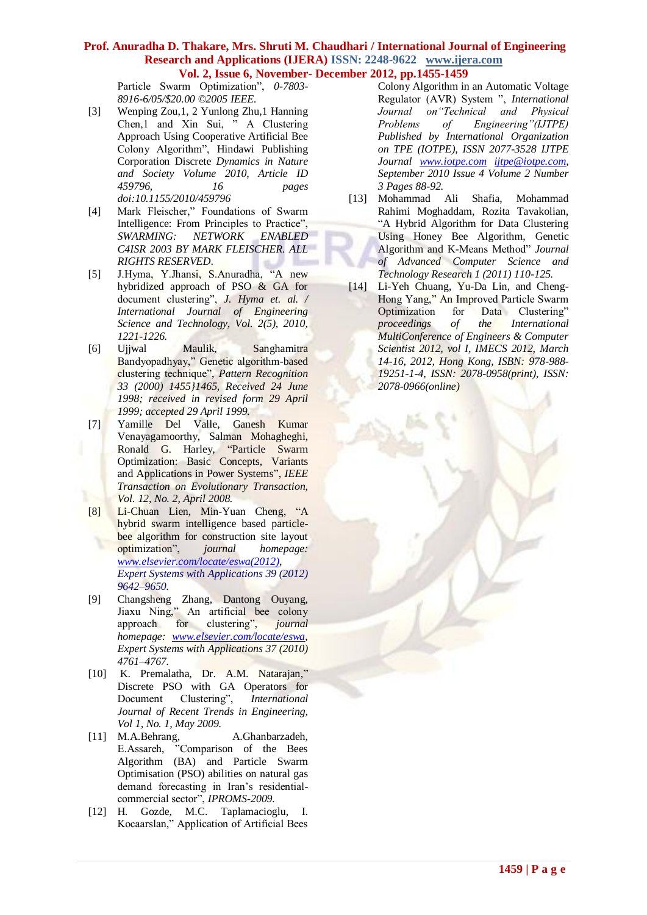Particle Swarm Optimization", *0-7803-8916-6/05/$20.00 ©2005 IEEE.*

[3] Wenping Zou,1, 2 Yunlong Zhu,1 Hanning Chen,1 and Xin Sui, " A Clustering Approach Using Cooperative Artificial Bee Colony Algorithm", Hindawi Publishing Corporation Discrete *Dynamics in Nature and Society Volume 2010, Article ID 459796, 16 pages doi:10.1155/2010/459796*

[4] Mark Fleischer," Foundations of Swarm Intelligence: From Principles to Practice", *SWARMING: NETWORK ENABLED C4ISR 2003 BY MARK FLEISCHER. ALL RIGHTS RESERVED.*

[5] J.Hyma, Y.Jhansi, S.Anuradha, "A new hybridized approach of PSO & GA for document clustering", *J. Hyma et. al. / International Journal of Engineering Science and Technology, Vol. 2(5), 2010, 1221-1226.*

[6] Ujjwal Maulik, Sanghamitra Bandyopadhyay," Genetic algorithm-based clustering technique", *Pattern Recognition 33 (2000) 1455}1465, Received 24 June 1998; received in revised form 29 April 1999; accepted 29 April 1999.*

[7] Yamille Del Valle, Ganesh Kumar Venayagamoorthy, Salman Mohagheghi, Ronald G. Harley, "Particle Swarm Optimization: Basic Concepts, Variants and Applications in Power Systems", *IEEE Transaction on Evolutionary Transaction, Vol. 12, No. 2, April 2008.*

[8] Li-Chuan Lien, Min-Yuan Cheng, "A hybrid swarm intelligence based particle-bee algorithm for construction site layout optimization", *journal homepage: www.elsevier.com/locate/eswa(2012), Expert Systems with Applications 39 (2012) 9642–9650.*

[9] Changsheng Zhang, Dantong Ouyang, Jiaxu Ning," An artificial bee colony approach for clustering", *journal homepage: www.elsevier.com/locate/eswa, Expert Systems with Applications 37 (2010) 4761–4767.*

[10] K. Premalatha, Dr. A.M. Natarajan," Discrete PSO with GA Operators for Document Clustering", *International Journal of Recent Trends in Engineering, Vol 1, No. 1, May 2009.*

[11] M.A.Behrang, A.Ghanbarzadeh, E.Assareh, "Comparison of the Bees Algorithm (BA) and Particle Swarm Optimisation (PSO) abilities on natural gas demand forecasting in Iran's residential-commercial sector", *IPROMS-2009.*

[12] H. Gozde, M.C. Taplamacioglu, I. Kocaarslan," Application of Artificial Bees Colony Algorithm in an Automatic Voltage Regulator (AVR) System ", *International Journal on"Technical and Physical Problems of Engineering"(IJTPE) Published by International Organization on TPE (IOTPE), ISSN 2077-3528 IJTPE Journal www.iotpe.com ijtpe@iotpe.com, September 2010 Issue 4 Volume 2 Number 3 Pages 88-92.*

[13] Mohammad Ali Shafia, Mohammad Rahimi Moghaddam, Rozita Tavakolian, "A Hybrid Algorithm for Data Clustering Using Honey Bee Algorithm, Genetic Algorithm and K-Means Method" *Journal of Advanced Computer Science and Technology Research 1 (2011) 110-125.*

[14] Li-Yeh Chuang, Yu-Da Lin, and Cheng-Hong Yang," An Improved Particle Swarm Optimization for Data Clustering" *proceedings of the International MultiConference of Engineers & Computer Scientist 2012, vol I, IMECS 2012, March 14-16, 2012, Hong Kong, ISBN: 978-988-19251-1-4, ISSN: 2078-0958(print), ISSN: 2078-0966(online)*